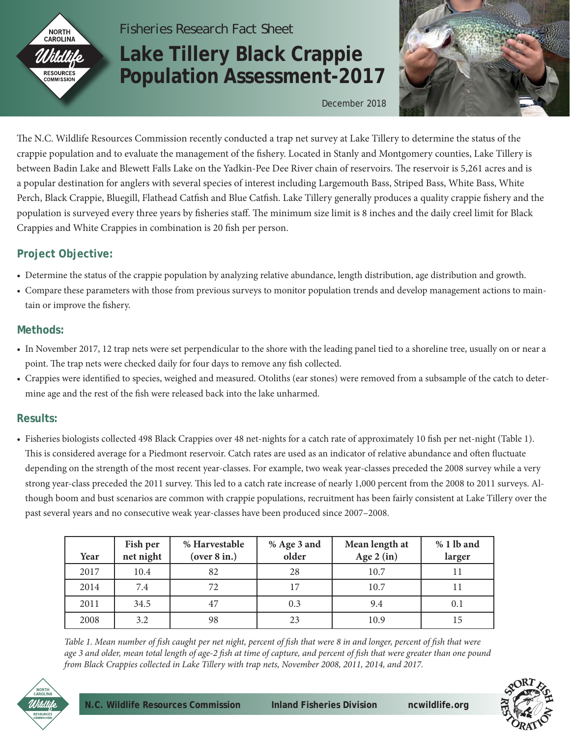Fisheries Research Fact Sheet

# Lake Tillery Black Crappie Population Assessment-2017

December 2018

The N.C. Wildlife Resources Commission recently conducted a trap net survey at Lake Tillery to determine the status of the crappie population and to evaluate the management of the fishery. Located in Stanly and Montgomery counties, Lake Tillery is between Badin Lake and Blewett Falls Lake on the Yadkin-Pee Dee River chain of reservoirs. The reservoir is 5,261 acres and is a popular destination for anglers with several species of interest including Largemouth Bass, Striped Bass, White Bass, White Perch, Black Crappie, Bluegill, Flathead Catfish and Blue Catfish. Lake Tillery generally produces a quality crappie fishery and the population is surveyed every three years by fisheries staff. The minimum size limit is 8 inches and the daily creel limit for Black Crappies and White Crappies in combination is 20 fish per person.

## Project Objective:

- Determine the status of the crappie population by analyzing relative abundance, length distribution, age distribution and growth.
- Compare these parameters with those from previous surveys to monitor population trends and develop management actions to maintain or improve the fishery.

## Methods:

- In November 2017, 12 trap nets were set perpendicular to the shore with the leading panel tied to a shoreline tree, usually on or near a point. The trap nets were checked daily for four days to remove any fish collected.
- Crappies were identified to species, weighed and measured. Otoliths (ear stones) were removed from a subsample of the catch to determine age and the rest of the fish were released back into the lake unharmed.

## Results:

- Fisheries biologists collected 498 Black Crappies over 48 net-nights for a catch rate of approximately 10 fish per net-night (Table 1). This is considered average for a Piedmont reservoir. Catch rates are used as an indicator of relative abundance and often fluctuate depending on the strength of the most recent year-classes. For example, two weak year-classes preceded the 2008 survey while a very strong year-class preceded the 2011 survey. This led to a catch rate increase of nearly 1,000 percent from the 2008 to 2011 surveys. Although boom and bust scenarios are common with crappie populations, recruitment has been fairly consistent at Lake Tillery over the past several years and no consecutive weak year-classes have been produced since 2007–2008.

| Year | Fish per net night | % Harvestable (over 8 in.) | % Age 3 and older | Mean length at Age 2 (in) | % 1 lb and larger |
|---|---|---|---|---|---|
| 2017 | 10.4 | 82 | 28 | 10.7 | 11 |
| 2014 | 7.4 | 72 | 17 | 10.7 | 11 |
| 2011 | 34.5 | 47 | 0.3 | 9.4 | 0.1 |
| 2008 | 3.2 | 98 | 23 | 10.9 | 15 |

*Table 1. Mean number of fish caught per net night, percent of fish that were 8 in and longer, percent of fish that were age 3 and older, mean total length of age-2 fish at time of capture, and percent of fish that were greater than one pound from Black Crappies collected in Lake Tillery with trap nets, November 2008, 2011, 2014, and 2017.*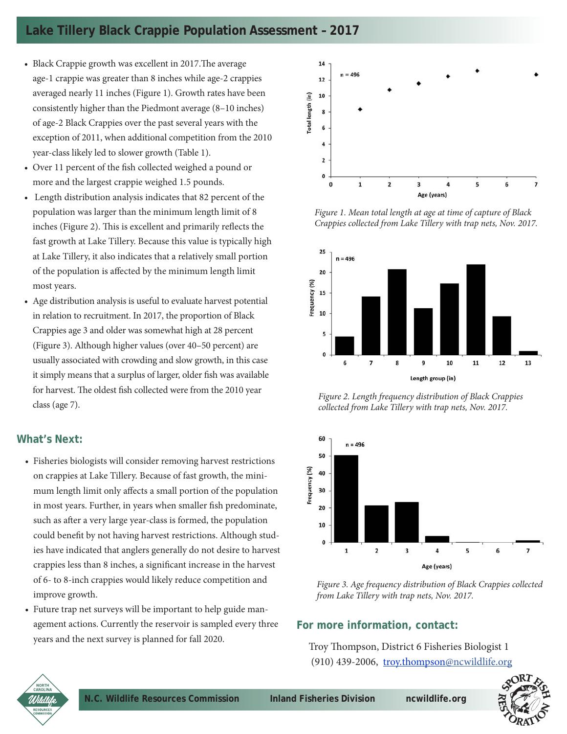# Lake Tillery Black Crappie Population Assessment – 2017

- Black Crappie growth was excellent in 2017.The average age-1 crappie was greater than 8 inches while age-2 crappies averaged nearly 11 inches (Figure 1). Growth rates have been consistently higher than the Piedmont average (8–10 inches) of age-2 Black Crappies over the past several years with the exception of 2011, when additional competition from the 2010 year-class likely led to slower growth (Table 1).
- Over 11 percent of the fish collected weighed a pound or more and the largest crappie weighed 1.5 pounds.
- Length distribution analysis indicates that 82 percent of the population was larger than the minimum length limit of 8 inches (Figure 2). This is excellent and primarily reflects the fast growth at Lake Tillery. Because this value is typically high at Lake Tillery, it also indicates that a relatively small portion of the population is affected by the minimum length limit most years.
- Age distribution analysis is useful to evaluate harvest potential in relation to recruitment. In 2017, the proportion of Black Crappies age 3 and older was somewhat high at 28 percent (Figure 3). Although higher values (over 40–50 percent) are usually associated with crowding and slow growth, in this case it simply means that a surplus of larger, older fish was available for harvest. The oldest fish collected were from the 2010 year class (age 7).

n = 496

Total length (in)

0 2 4 6 8 10 12 14

0 1 2 3 4 5 6 7

Age (years)

*Figure 1. Mean total length at age at time of capture of Black Crappies collected from Lake Tillery with trap nets, Nov. 2017.*

n = 496

Frequency (%)

0 5 10 15 20 25

6 7 8 9 10 11 12 13

Length group (in)

*Figure 2. Length frequency distribution of Black Crappies collected from Lake Tillery with trap nets, Nov. 2017.*

n = 496

Frequency (%)

0 10 20 30 40 50 60

1 2 3 4 5 6 7

Age (years)

*Figure 3. Age frequency distribution of Black Crappies collected from Lake Tillery with trap nets, Nov. 2017.*

## What's Next:

- Fisheries biologists will consider removing harvest restrictions on crappies at Lake Tillery. Because of fast growth, the minimum length limit only affects a small portion of the population in most years. Further, in years when smaller fish predominate, such as after a very large year-class is formed, the population could benefit by not having harvest restrictions. Although studies have indicated that anglers generally do not desire to harvest crappies less than 8 inches, a significant increase in the harvest of 6- to 8-inch crappies would likely reduce competition and improve growth.
- Future trap net surveys will be important to help guide management actions. Currently the reservoir is sampled every three years and the next survey is planned for fall 2020.

## For more information, contact:

Troy Thompson, District 6 Fisheries Biologist 1
(910) 439-2006, troy.thompson@ncwildlife.org

N.C. Wildlife Resources Commission Inland Fisheries Division ncwildlife.org